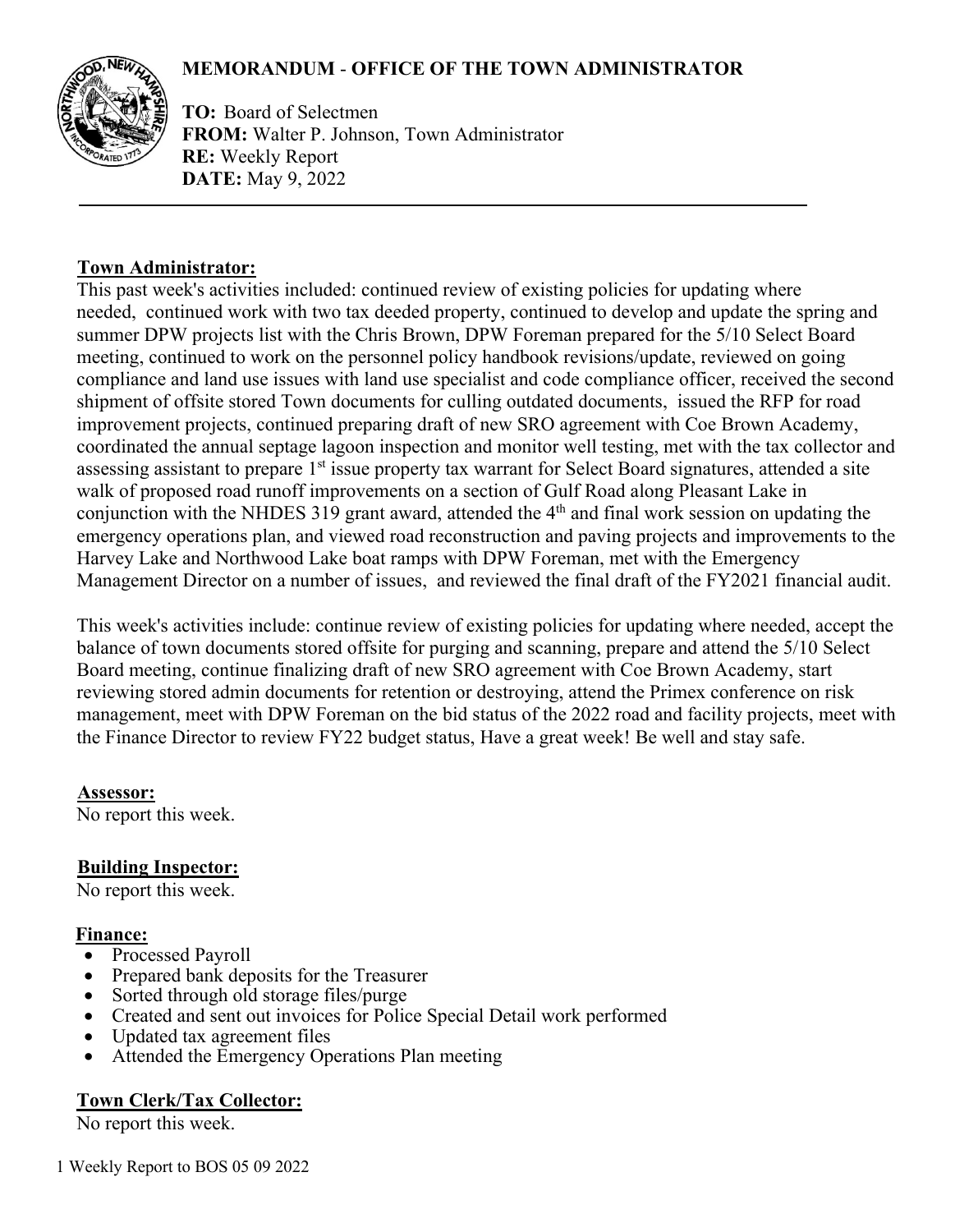# MEMORANDUM - OFFICE OF THE TOWN ADMINISTRATOR

**TO:** Board of Selectmen
**FROM:** Walter P. Johnson, Town Administrator
**RE:** Weekly Report
**DATE:** May 9, 2022

---

## Town Administrator:

This past week's activities included: continued review of existing policies for updating where needed, continued work with two tax deeded property, continued to develop and update the spring and summer DPW projects list with the Chris Brown, DPW Foreman prepared for the 5/10 Select Board meeting, continued to work on the personnel policy handbook revisions/update, reviewed on going compliance and land use issues with land use specialist and code compliance officer, received the second shipment of offsite stored Town documents for culling outdated documents, issued the RFP for road improvement projects, continued preparing draft of new SRO agreement with Coe Brown Academy, coordinated the annual septage lagoon inspection and monitor well testing, met with the tax collector and assessing assistant to prepare 1st issue property tax warrant for Select Board signatures, attended a site walk of proposed road runoff improvements on a section of Gulf Road along Pleasant Lake in conjunction with the NHDES 319 grant award, attended the 4th and final work session on updating the emergency operations plan, and viewed road reconstruction and paving projects and improvements to the Harvey Lake and Northwood Lake boat ramps with DPW Foreman, met with the Emergency Management Director on a number of issues, and reviewed the final draft of the FY2021 financial audit.

This week's activities include: continue review of existing policies for updating where needed, accept the balance of town documents stored offsite for purging and scanning, prepare and attend the 5/10 Select Board meeting, continue finalizing draft of new SRO agreement with Coe Brown Academy, start reviewing stored admin documents for retention or destroying, attend the Primex conference on risk management, meet with DPW Foreman on the bid status of the 2022 road and facility projects, meet with the Finance Director to review FY22 budget status, Have a great week! Be well and stay safe.

## Assessor:

No report this week.

## Building Inspector:

No report this week.

## Finance:

- Processed Payroll
- Prepared bank deposits for the Treasurer
- Sorted through old storage files/purge
- Created and sent out invoices for Police Special Detail work performed
- Updated tax agreement files
- Attended the Emergency Operations Plan meeting

## Town Clerk/Tax Collector:

No report this week.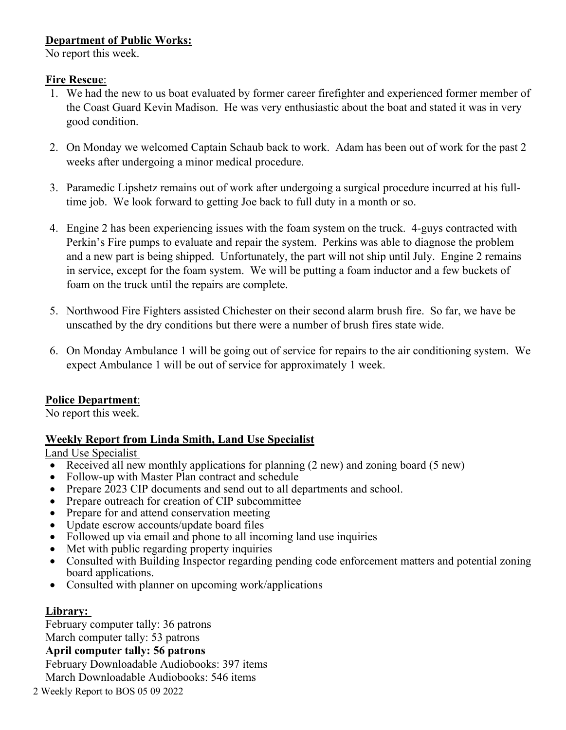**Department of Public Works:**
No report this week.

**Fire Rescue**:

1. We had the new to us boat evaluated by former career firefighter and experienced former member of the Coast Guard Kevin Madison. He was very enthusiastic about the boat and stated it was in very good condition.

2. On Monday we welcomed Captain Schaub back to work. Adam has been out of work for the past 2 weeks after undergoing a minor medical procedure.

3. Paramedic Lipshetz remains out of work after undergoing a surgical procedure incurred at his full-time job. We look forward to getting Joe back to full duty in a month or so.

4. Engine 2 has been experiencing issues with the foam system on the truck. 4-guys contracted with Perkin's Fire pumps to evaluate and repair the system. Perkins was able to diagnose the problem and a new part is being shipped. Unfortunately, the part will not ship until July. Engine 2 remains in service, except for the foam system. We will be putting a foam inductor and a few buckets of foam on the truck until the repairs are complete.

5. Northwood Fire Fighters assisted Chichester on their second alarm brush fire. So far, we have be unscathed by the dry conditions but there were a number of brush fires state wide.

6. On Monday Ambulance 1 will be going out of service for repairs to the air conditioning system. We expect Ambulance 1 will be out of service for approximately 1 week.

**Police Department**:
No report this week.

**Weekly Report from Linda Smith, Land Use Specialist**

Land Use Specialist

- Received all new monthly applications for planning (2 new) and zoning board (5 new)
- Follow-up with Master Plan contract and schedule
- Prepare 2023 CIP documents and send out to all departments and school.
- Prepare outreach for creation of CIP subcommittee
- Prepare for and attend conservation meeting
- Update escrow accounts/update board files
- Followed up via email and phone to all incoming land use inquiries
- Met with public regarding property inquiries
- Consulted with Building Inspector regarding pending code enforcement matters and potential zoning board applications.
- Consulted with planner on upcoming work/applications

**Library:**

February computer tally: 36 patrons
March computer tally: 53 patrons
**April computer tally: 56 patrons**
February Downloadable Audiobooks: 397 items
March Downloadable Audiobooks: 546 items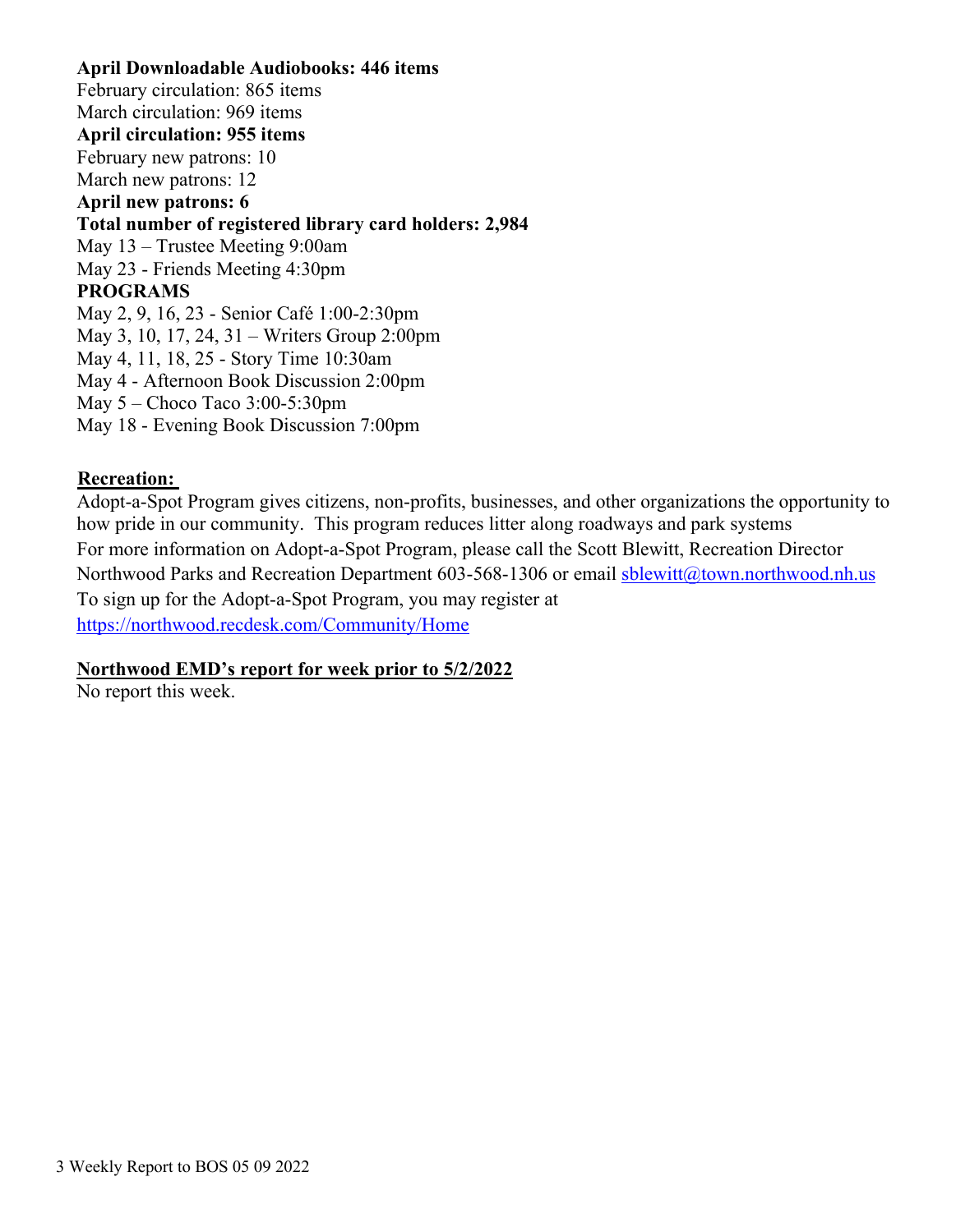**April Downloadable Audiobooks: 446 items**
February circulation: 865 items
March circulation: 969 items
**April circulation: 955 items**
February new patrons: 10
March new patrons: 12
**April new patrons: 6**
**Total number of registered library card holders: 2,984**
May 13 – Trustee Meeting 9:00am
May 23 - Friends Meeting 4:30pm
**PROGRAMS**
May 2, 9, 16, 23 - Senior Café 1:00-2:30pm
May 3, 10, 17, 24, 31 – Writers Group 2:00pm
May 4, 11, 18, 25 - Story Time 10:30am
May 4 - Afternoon Book Discussion 2:00pm
May 5 – Choco Taco 3:00-5:30pm
May 18 - Evening Book Discussion 7:00pm

## Recreation:

Adopt-a-Spot Program gives citizens, non-profits, businesses, and other organizations the opportunity to how pride in our community. This program reduces litter along roadways and park systems
For more information on Adopt-a-Spot Program, please call the Scott Blewitt, Recreation Director Northwood Parks and Recreation Department 603-568-1306 or email sblewitt@town.northwood.nh.us
To sign up for the Adopt-a-Spot Program, you may register at https://northwood.recdesk.com/Community/Home

## Northwood EMD's report for week prior to 5/2/2022

No report this week.